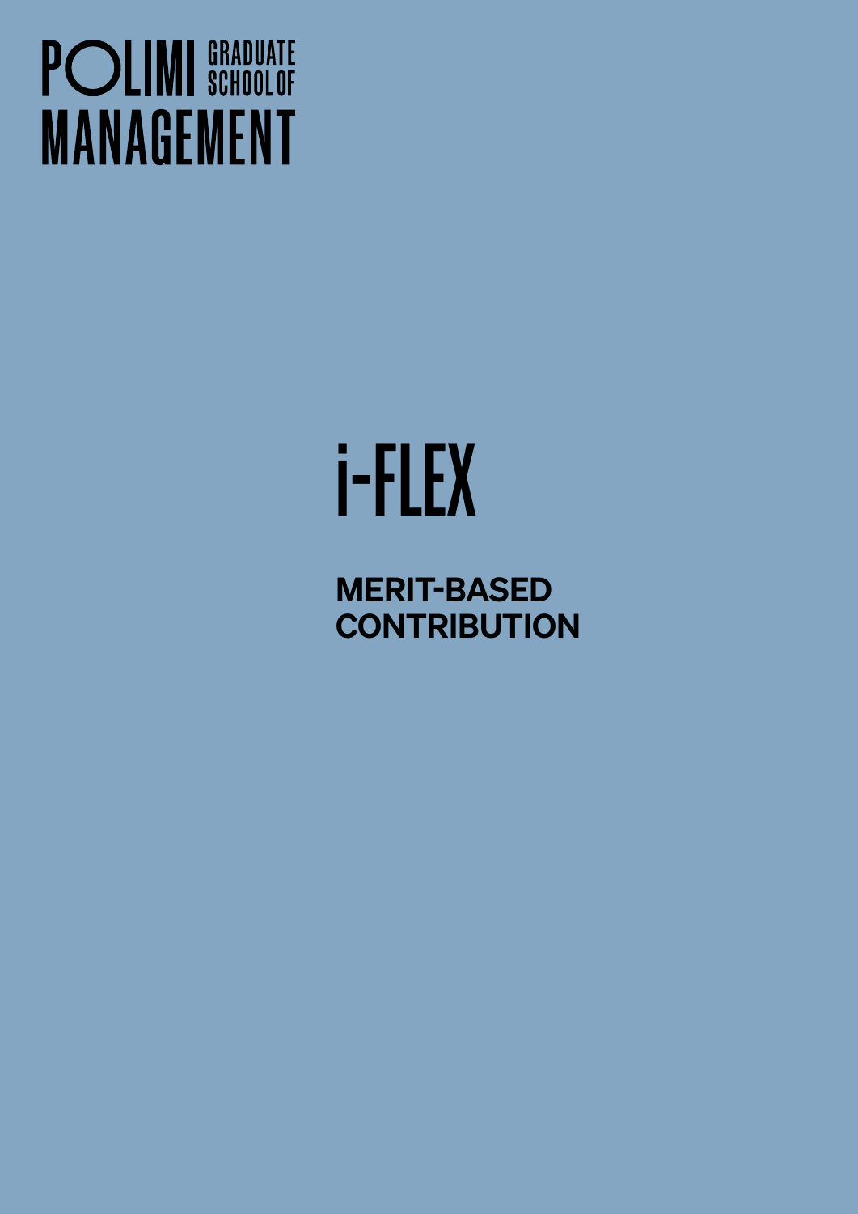POLIMI GRADUATE SCHOOL OF MANAGEMENT

# i-FLEX

## MERIT-BASED CONTRIBUTION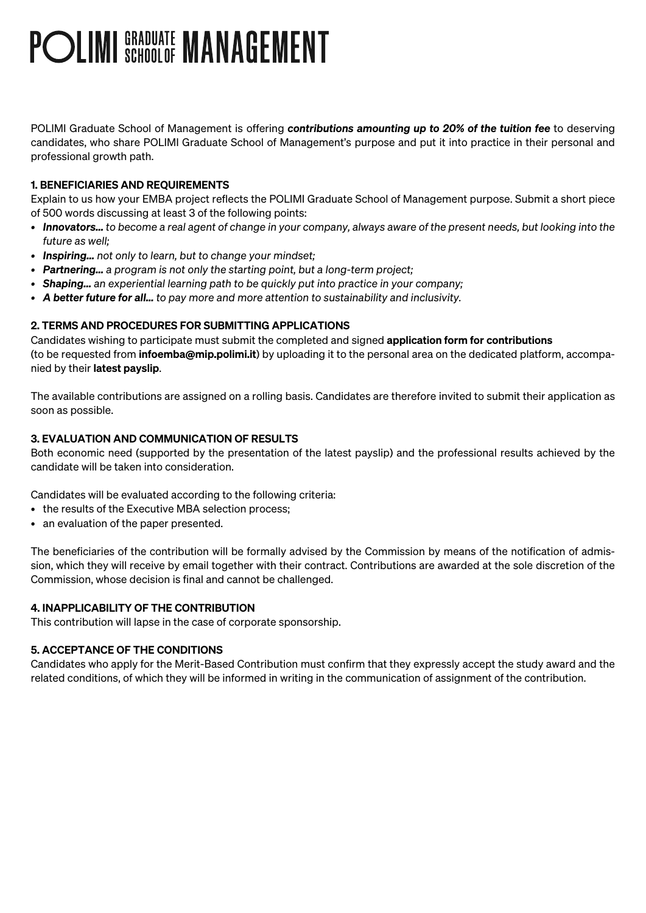# POLIMI GRADUATE SCHOOL OF MANAGEMENT

POLIMI Graduate School of Management is offering ***contributions amounting up to 20% of the tuition fee*** to deserving candidates, who share POLIMI Graduate School of Management's purpose and put it into practice in their personal and professional growth path.

**1. BENEFICIARIES AND REQUIREMENTS**

Explain to us how your EMBA project reflects the POLIMI Graduate School of Management purpose. Submit a short piece of 500 words discussing at least 3 of the following points:

- ***Innovators...*** *to become a real agent of change in your company, always aware of the present needs, but looking into the future as well;*
- ***Inspiring...*** *not only to learn, but to change your mindset;*
- ***Partnering...*** *a program is not only the starting point, but a long-term project;*
- ***Shaping...*** *an experiential learning path to be quickly put into practice in your company;*
- ***A better future for all...*** *to pay more and more attention to sustainability and inclusivity.*

**2. TERMS AND PROCEDURES FOR SUBMITTING APPLICATIONS**

Candidates wishing to participate must submit the completed and signed **application form for contributions** (to be requested from **infoemba@mip.polimi.it**) by uploading it to the personal area on the dedicated platform, accompanied by their **latest payslip**.

The available contributions are assigned on a rolling basis. Candidates are therefore invited to submit their application as soon as possible.

**3. EVALUATION AND COMMUNICATION OF RESULTS**

Both economic need (supported by the presentation of the latest payslip) and the professional results achieved by the candidate will be taken into consideration.

Candidates will be evaluated according to the following criteria:

- the results of the Executive MBA selection process;
- an evaluation of the paper presented.

The beneficiaries of the contribution will be formally advised by the Commission by means of the notification of admission, which they will receive by email together with their contract. Contributions are awarded at the sole discretion of the Commission, whose decision is final and cannot be challenged.

**4. INAPPLICABILITY OF THE CONTRIBUTION**

This contribution will lapse in the case of corporate sponsorship.

**5. ACCEPTANCE OF THE CONDITIONS**

Candidates who apply for the Merit-Based Contribution must confirm that they expressly accept the study award and the related conditions, of which they will be informed in writing in the communication of assignment of the contribution.